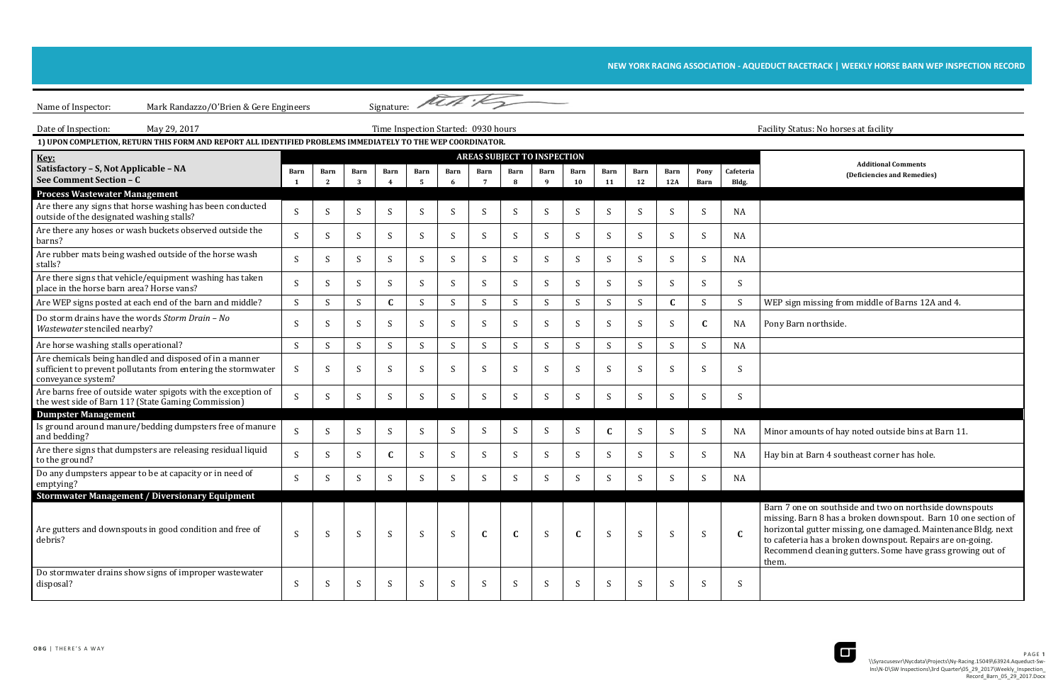**NEW YORK RACING ASSOCIATION - AQUEDUCT RACETRACK | WEEKLY HORSE BARN WEP INSPECTION RECORD**

Name of Inspector: Mark Randazzo/O'Brien & Gere Engineers    Signature:

Date of Inspection: May 29, 2017    Time Inspection Started: 0930 hours    Facility Status: No horses at facility

**1) UPON COMPLETION, RETURN THIS FORM AND REPORT ALL IDENTIFIED PROBLEMS IMMEDIATELY TO THE WEP COORDINATOR.**

| **Key:** Satisfactory – S, Not Applicable – NA, See Comment Section – C | AREAS SUBJECT TO INSPECTION | | | | | | | | | | | | | | | Additional Comments (Deficiencies and Remedies) |
|---|---|---|---|---|---|---|---|---|---|---|---|---|---|---|---|---|
| | Barn 1 | Barn 2 | Barn 3 | Barn 4 | Barn 5 | Barn 6 | Barn 7 | Barn 8 | Barn 9 | Barn 10 | Barn 11 | Barn 12 | Barn 12A | Pony Barn | Cafeteria Bldg. | |
| **Process Wastewater Management** | | | | | | | | | | | | | | | | |
| Are there any signs that horse washing has been conducted outside of the designated washing stalls? | S | S | S | S | S | S | S | S | S | S | S | S | S | S | NA | |
| Are there any hoses or wash buckets observed outside the barns? | S | S | S | S | S | S | S | S | S | S | S | S | S | S | NA | |
| Are rubber mats being washed outside of the horse wash stalls? | S | S | S | S | S | S | S | S | S | S | S | S | S | S | NA | |
| Are there signs that vehicle/equipment washing has taken place in the horse barn area? Horse vans? | S | S | S | S | S | S | S | S | S | S | S | S | S | S | S | |
| Are WEP signs posted at each end of the barn and middle? | S | S | S | **C** | S | S | S | S | S | S | S | S | **C** | S | S | WEP sign missing from middle of Barns 12A and 4. |
| Do storm drains have the words *Storm Drain – No Wastewater* stenciled nearby? | S | S | S | S | S | S | S | S | S | S | S | S | S | **C** | NA | Pony Barn northside. |
| Are horse washing stalls operational? | S | S | S | S | S | S | S | S | S | S | S | S | S | S | NA | |
| Are chemicals being handled and disposed of in a manner sufficient to prevent pollutants from entering the stormwater conveyance system? | S | S | S | S | S | S | S | S | S | S | S | S | S | S | S | |
| Are barns free of outside water spigots with the exception of the west side of Barn 11? (State Gaming Commission) | S | S | S | S | S | S | S | S | S | S | S | S | S | S | S | |
| **Dumpster Management** | | | | | | | | | | | | | | | | |
| Is ground around manure/bedding dumpsters free of manure and bedding? | S | S | S | S | S | S | S | S | S | S | **C** | S | S | S | NA | Minor amounts of hay noted outside bins at Barn 11. |
| Are there signs that dumpsters are releasing residual liquid to the ground? | S | S | S | **C** | S | S | S | S | S | S | S | S | S | S | NA | Hay bin at Barn 4 southeast corner has hole. |
| Do any dumpsters appear to be at capacity or in need of emptying? | S | S | S | S | S | S | S | S | S | S | S | S | S | S | NA | |
| **Stormwater Management / Diversionary Equipment** | | | | | | | | | | | | | | | | |
| Are gutters and downspouts in good condition and free of debris? | S | S | S | S | S | S | **C** | **C** | S | **C** | S | S | S | S | **C** | Barn 7 one on southside and two on northside downspouts missing. Barn 8 has a broken downspout. Barn 10 one section of horizontal gutter missing, one damaged. Maintenance Bldg. next to cafeteria has a broken downspout. Repairs are on-going. Recommend cleaning gutters. Some have grass growing out of them. |
| Do stormwater drains show signs of improper wastewater disposal? | S | S | S | S | S | S | S | S | S | S | S | S | S | S | S | |

OBG | THERE'S A WAY

\\Syracusesvr\Nycdata\Projects\Ny-Racing.15049\63924.Aqueduct-Sw-Ins\N-D\SW Inspections\3rd Quarter\05_29_2017\Weekly_Inspection_Record_Barn_05_29_2017.Docx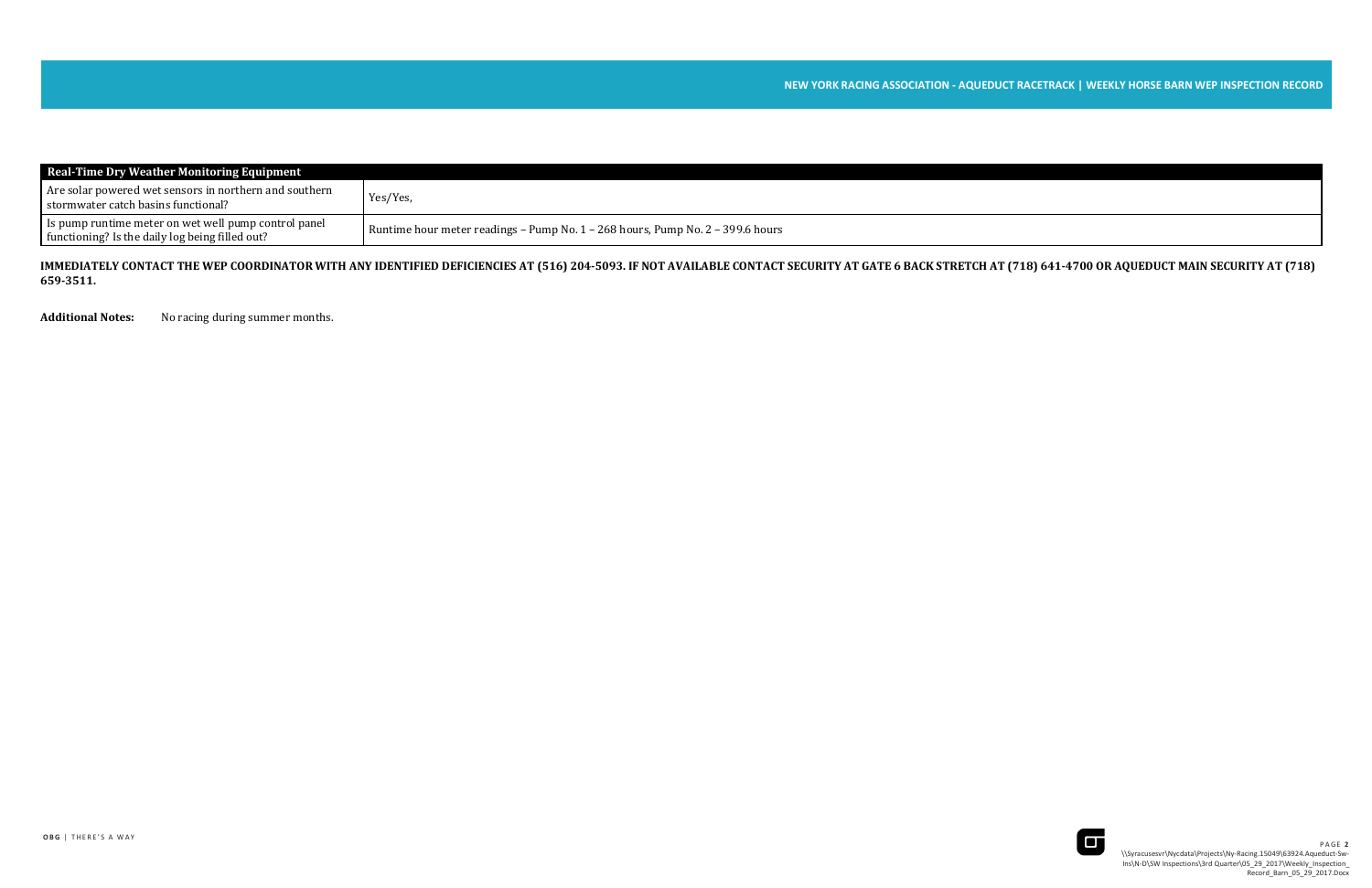| Real-Time Dry Weather Monitoring Equipment | |
|---|---|
| Are solar powered wet sensors in northern and southern stormwater catch basins functional? | Yes/Yes, |
| Is pump runtime meter on wet well pump control panel functioning? Is the daily log being filled out? | Runtime hour meter readings – Pump No. 1 – 268 hours, Pump No. 2 – 399.6 hours |

**IMMEDIATELY CONTACT THE WEP COORDINATOR WITH ANY IDENTIFIED DEFICIENCIES AT (516) 204-5093. IF NOT AVAILABLE CONTACT SECURITY AT GATE 6 BACK STRETCH AT (718) 641-4700 OR AQUEDUCT MAIN SECURITY AT (718) 659-3511.**

**Additional Notes:** No racing during summer months.